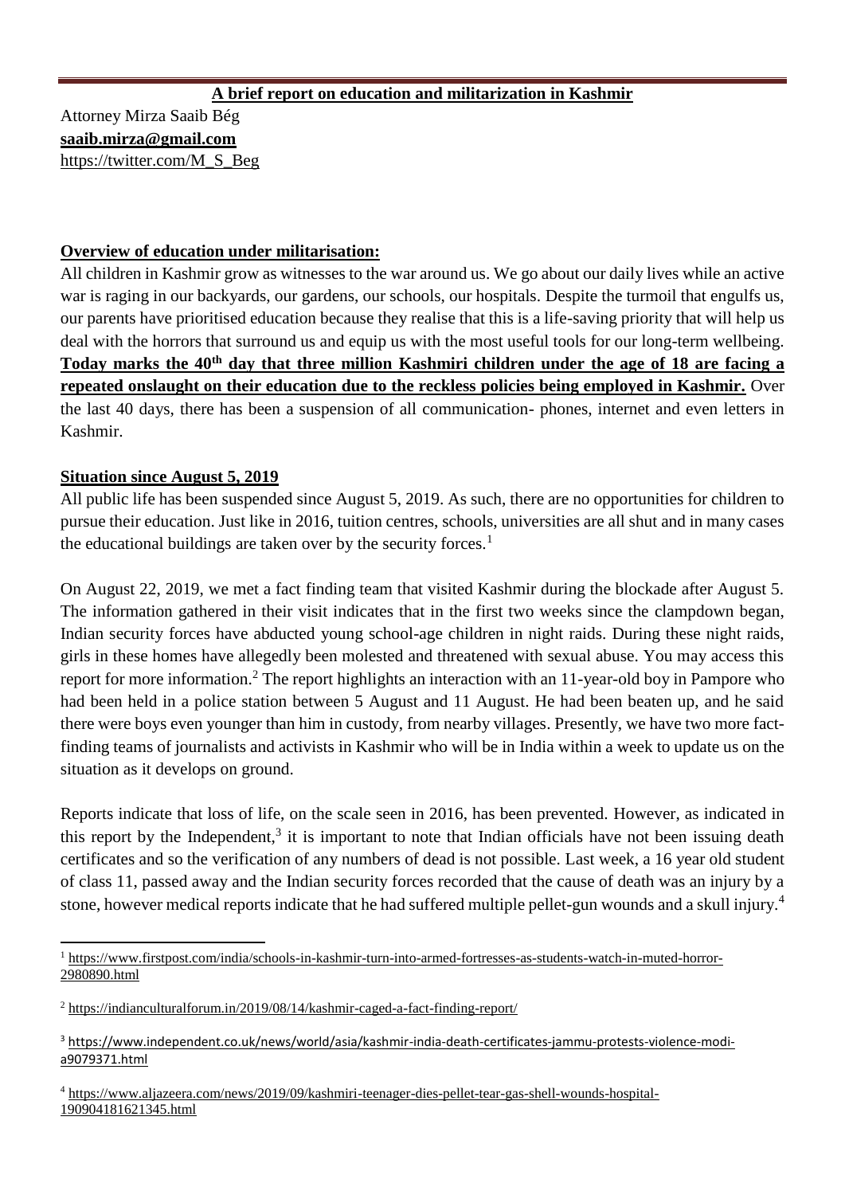**A brief report on education and militarization in Kashmir**

Attorney Mirza Saaib Bég
**saaib.mirza@gmail.com**
https://twitter.com/M_S_Beg

**Overview of education under militarisation:**

All children in Kashmir grow as witnesses to the war around us. We go about our daily lives while an active war is raging in our backyards, our gardens, our schools, our hospitals. Despite the turmoil that engulfs us, our parents have prioritised education because they realise that this is a life-saving priority that will help us deal with the horrors that surround us and equip us with the most useful tools for our long-term wellbeing. **Today marks the 40th day that three million Kashmiri children under the age of 18 are facing a repeated onslaught on their education due to the reckless policies being employed in Kashmir.** Over the last 40 days, there has been a suspension of all communication- phones, internet and even letters in Kashmir.

**Situation since August 5, 2019**

All public life has been suspended since August 5, 2019. As such, there are no opportunities for children to pursue their education. Just like in 2016, tuition centres, schools, universities are all shut and in many cases the educational buildings are taken over by the security forces.[1]

On August 22, 2019, we met a fact finding team that visited Kashmir during the blockade after August 5. The information gathered in their visit indicates that in the first two weeks since the clampdown began, Indian security forces have abducted young school-age children in night raids. During these night raids, girls in these homes have allegedly been molested and threatened with sexual abuse. You may access this report for more information.[2] The report highlights an interaction with an 11-year-old boy in Pampore who had been held in a police station between 5 August and 11 August. He had been beaten up, and he said there were boys even younger than him in custody, from nearby villages. Presently, we have two more fact-finding teams of journalists and activists in Kashmir who will be in India within a week to update us on the situation as it develops on ground.

Reports indicate that loss of life, on the scale seen in 2016, has been prevented. However, as indicated in this report by the Independent,[3] it is important to note that Indian officials have not been issuing death certificates and so the verification of any numbers of dead is not possible. Last week, a 16 year old student of class 11, passed away and the Indian security forces recorded that the cause of death was an injury by a stone, however medical reports indicate that he had suffered multiple pellet-gun wounds and a skull injury.[4]

---

[1] https://www.firstpost.com/india/schools-in-kashmir-turn-into-armed-fortresses-as-students-watch-in-muted-horror-2980890.html

[2] https://indianculturalforum.in/2019/08/14/kashmir-caged-a-fact-finding-report/

[3] https://www.independent.co.uk/news/world/asia/kashmir-india-death-certificates-jammu-protests-violence-modi-a9079371.html

[4] https://www.aljazeera.com/news/2019/09/kashmiri-teenager-dies-pellet-tear-gas-shell-wounds-hospital-190904181621345.html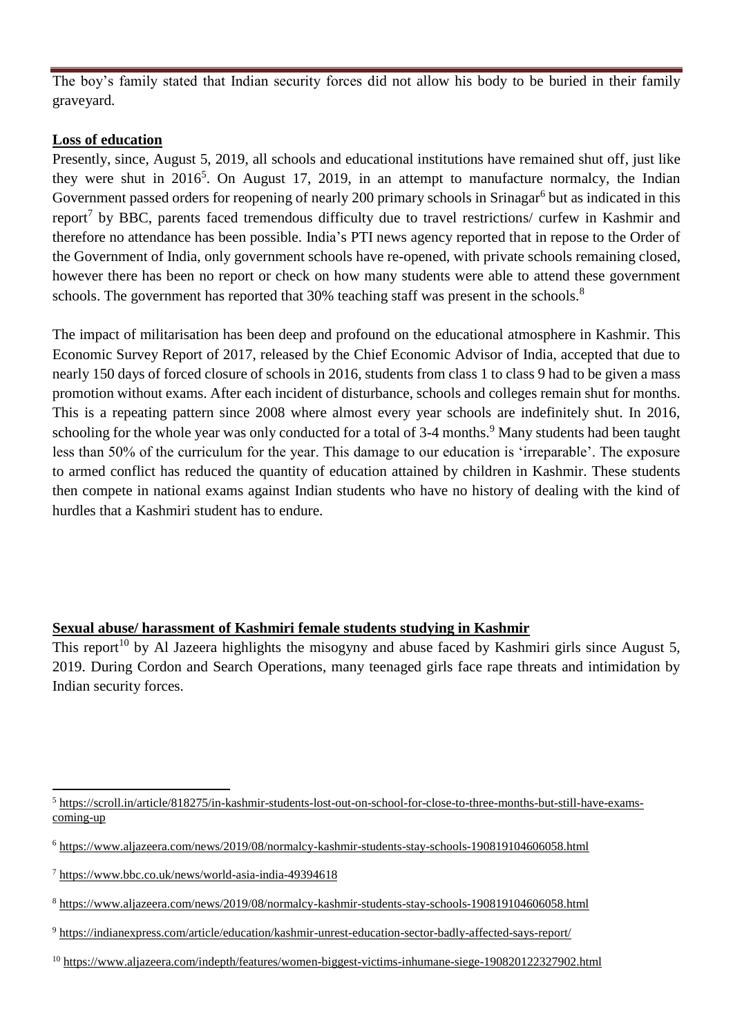The boy's family stated that Indian security forces did not allow his body to be buried in their family graveyard.

**Loss of education**

Presently, since, August 5, 2019, all schools and educational institutions have remained shut off, just like they were shut in 2016[5]. On August 17, 2019, in an attempt to manufacture normalcy, the Indian Government passed orders for reopening of nearly 200 primary schools in Srinagar[6] but as indicated in this report[7] by BBC, parents faced tremendous difficulty due to travel restrictions/ curfew in Kashmir and therefore no attendance has been possible. India's PTI news agency reported that in repose to the Order of the Government of India, only government schools have re-opened, with private schools remaining closed, however there has been no report or check on how many students were able to attend these government schools. The government has reported that 30% teaching staff was present in the schools.[8]

The impact of militarisation has been deep and profound on the educational atmosphere in Kashmir. This Economic Survey Report of 2017, released by the Chief Economic Advisor of India, accepted that due to nearly 150 days of forced closure of schools in 2016, students from class 1 to class 9 had to be given a mass promotion without exams. After each incident of disturbance, schools and colleges remain shut for months. This is a repeating pattern since 2008 where almost every year schools are indefinitely shut. In 2016, schooling for the whole year was only conducted for a total of 3-4 months.[9] Many students had been taught less than 50% of the curriculum for the year. This damage to our education is 'irreparable'. The exposure to armed conflict has reduced the quantity of education attained by children in Kashmir. These students then compete in national exams against Indian students who have no history of dealing with the kind of hurdles that a Kashmiri student has to endure.

**Sexual abuse/ harassment of Kashmiri female students studying in Kashmir**

This report[10] by Al Jazeera highlights the misogyny and abuse faced by Kashmiri girls since August 5, 2019. During Cordon and Search Operations, many teenaged girls face rape threats and intimidation by Indian security forces.

---

[5] https://scroll.in/article/818275/in-kashmir-students-lost-out-on-school-for-close-to-three-months-but-still-have-exams-coming-up

[6] https://www.aljazeera.com/news/2019/08/normalcy-kashmir-students-stay-schools-190819104606058.html

[7] https://www.bbc.co.uk/news/world-asia-india-49394618

[8] https://www.aljazeera.com/news/2019/08/normalcy-kashmir-students-stay-schools-190819104606058.html

[9] https://indianexpress.com/article/education/kashmir-unrest-education-sector-badly-affected-says-report/

[10] https://www.aljazeera.com/indepth/features/women-biggest-victims-inhumane-siege-190820122327902.html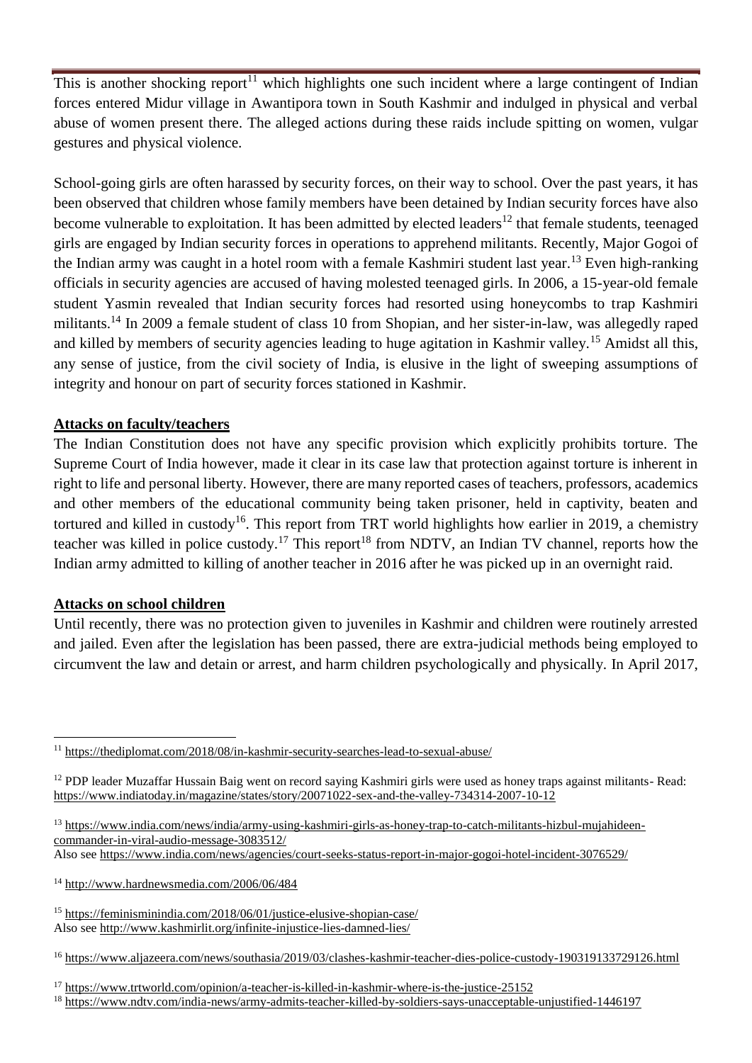This is another shocking report[11] which highlights one such incident where a large contingent of Indian forces entered Midur village in Awantipora town in South Kashmir and indulged in physical and verbal abuse of women present there. The alleged actions during these raids include spitting on women, vulgar gestures and physical violence.

School-going girls are often harassed by security forces, on their way to school. Over the past years, it has been observed that children whose family members have been detained by Indian security forces have also become vulnerable to exploitation. It has been admitted by elected leaders[12] that female students, teenaged girls are engaged by Indian security forces in operations to apprehend militants. Recently, Major Gogoi of the Indian army was caught in a hotel room with a female Kashmiri student last year.[13] Even high-ranking officials in security agencies are accused of having molested teenaged girls. In 2006, a 15-year-old female student Yasmin revealed that Indian security forces had resorted using honeycombs to trap Kashmiri militants.[14] In 2009 a female student of class 10 from Shopian, and her sister-in-law, was allegedly raped and killed by members of security agencies leading to huge agitation in Kashmir valley.[15] Amidst all this, any sense of justice, from the civil society of India, is elusive in the light of sweeping assumptions of integrity and honour on part of security forces stationed in Kashmir.

**Attacks on faculty/teachers**

The Indian Constitution does not have any specific provision which explicitly prohibits torture. The Supreme Court of India however, made it clear in its case law that protection against torture is inherent in right to life and personal liberty. However, there are many reported cases of teachers, professors, academics and other members of the educational community being taken prisoner, held in captivity, beaten and tortured and killed in custody[16]. This report from TRT world highlights how earlier in 2019, a chemistry teacher was killed in police custody.[17] This report[18] from NDTV, an Indian TV channel, reports how the Indian army admitted to killing of another teacher in 2016 after he was picked up in an overnight raid.

**Attacks on school children**

Until recently, there was no protection given to juveniles in Kashmir and children were routinely arrested and jailed. Even after the legislation has been passed, there are extra-judicial methods being employed to circumvent the law and detain or arrest, and harm children psychologically and physically. In April 2017,

---

[11] https://thediplomat.com/2018/08/in-kashmir-security-searches-lead-to-sexual-abuse/

[12] PDP leader Muzaffar Hussain Baig went on record saying Kashmiri girls were used as honey traps against militants- Read: https://www.indiatoday.in/magazine/states/story/20071022-sex-and-the-valley-734314-2007-10-12

[13] https://www.india.com/news/india/army-using-kashmiri-girls-as-honey-trap-to-catch-militants-hizbul-mujahideen-commander-in-viral-audio-message-3083512/
Also see https://www.india.com/news/agencies/court-seeks-status-report-in-major-gogoi-hotel-incident-3076529/

[14] http://www.hardnewsmedia.com/2006/06/484

[15] https://feminisminindia.com/2018/06/01/justice-elusive-shopian-case/
Also see http://www.kashmirlit.org/infinite-injustice-lies-damned-lies/

[16] https://www.aljazeera.com/news/southasia/2019/03/clashes-kashmir-teacher-dies-police-custody-190319133729126.html

[17] https://www.trtworld.com/opinion/a-teacher-is-killed-in-kashmir-where-is-the-justice-25152

[18] https://www.ndtv.com/india-news/army-admits-teacher-killed-by-soldiers-says-unacceptable-unjustified-1446197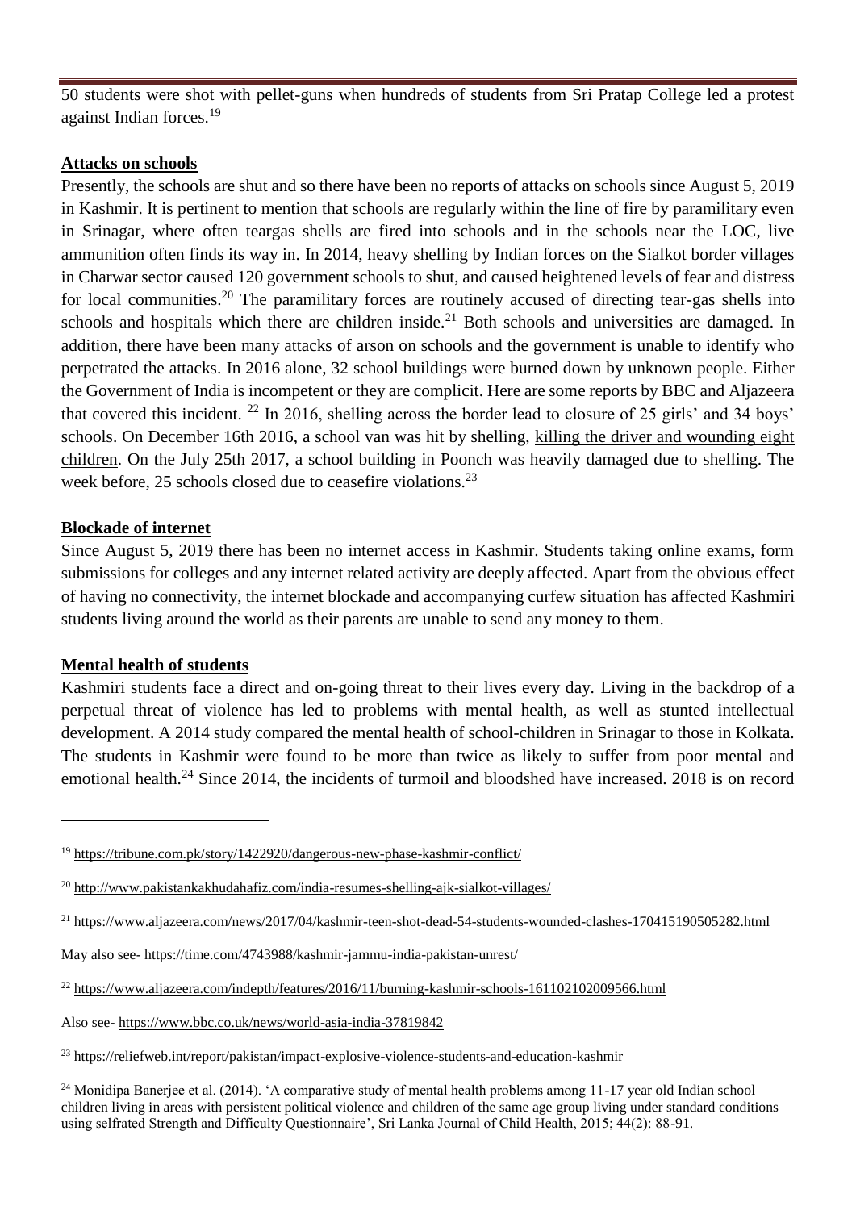50 students were shot with pellet-guns when hundreds of students from Sri Pratap College led a protest against Indian forces.[19]

## Attacks on schools

Presently, the schools are shut and so there have been no reports of attacks on schools since August 5, 2019 in Kashmir. It is pertinent to mention that schools are regularly within the line of fire by paramilitary even in Srinagar, where often teargas shells are fired into schools and in the schools near the LOC, live ammunition often finds its way in. In 2014, heavy shelling by Indian forces on the Sialkot border villages in Charwar sector caused 120 government schools to shut, and caused heightened levels of fear and distress for local communities.[20] The paramilitary forces are routinely accused of directing tear-gas shells into schools and hospitals which there are children inside.[21] Both schools and universities are damaged. In addition, there have been many attacks of arson on schools and the government is unable to identify who perpetrated the attacks. In 2016 alone, 32 school buildings were burned down by unknown people. Either the Government of India is incompetent or they are complicit. Here are some reports by BBC and Aljazeera that covered this incident. [22] In 2016, shelling across the border lead to closure of 25 girls' and 34 boys' schools. On December 16th 2016, a school van was hit by shelling, killing the driver and wounding eight children. On the July 25th 2017, a school building in Poonch was heavily damaged due to shelling. The week before, 25 schools closed due to ceasefire violations.[23]

## Blockade of internet

Since August 5, 2019 there has been no internet access in Kashmir. Students taking online exams, form submissions for colleges and any internet related activity are deeply affected. Apart from the obvious effect of having no connectivity, the internet blockade and accompanying curfew situation has affected Kashmiri students living around the world as their parents are unable to send any money to them.

## Mental health of students

Kashmiri students face a direct and on-going threat to their lives every day. Living in the backdrop of a perpetual threat of violence has led to problems with mental health, as well as stunted intellectual development. A 2014 study compared the mental health of school-children in Srinagar to those in Kolkata. The students in Kashmir were found to be more than twice as likely to suffer from poor mental and emotional health.[24] Since 2014, the incidents of turmoil and bloodshed have increased. 2018 is on record

---

[19] https://tribune.com.pk/story/1422920/dangerous-new-phase-kashmir-conflict/

[20] http://www.pakistankakhudahafiz.com/india-resumes-shelling-ajk-sialkot-villages/

[21] https://www.aljazeera.com/news/2017/04/kashmir-teen-shot-dead-54-students-wounded-clashes-170415190505282.html

May also see- https://time.com/4743988/kashmir-jammu-india-pakistan-unrest/

[22] https://www.aljazeera.com/indepth/features/2016/11/burning-kashmir-schools-161102102009566.html

Also see- https://www.bbc.co.uk/news/world-asia-india-37819842

[23] https://reliefweb.int/report/pakistan/impact-explosive-violence-students-and-education-kashmir

[24] Monidipa Banerjee et al. (2014). 'A comparative study of mental health problems among 11-17 year old Indian school children living in areas with persistent political violence and children of the same age group living under standard conditions using selfrated Strength and Difficulty Questionnaire', Sri Lanka Journal of Child Health, 2015; 44(2): 88-91.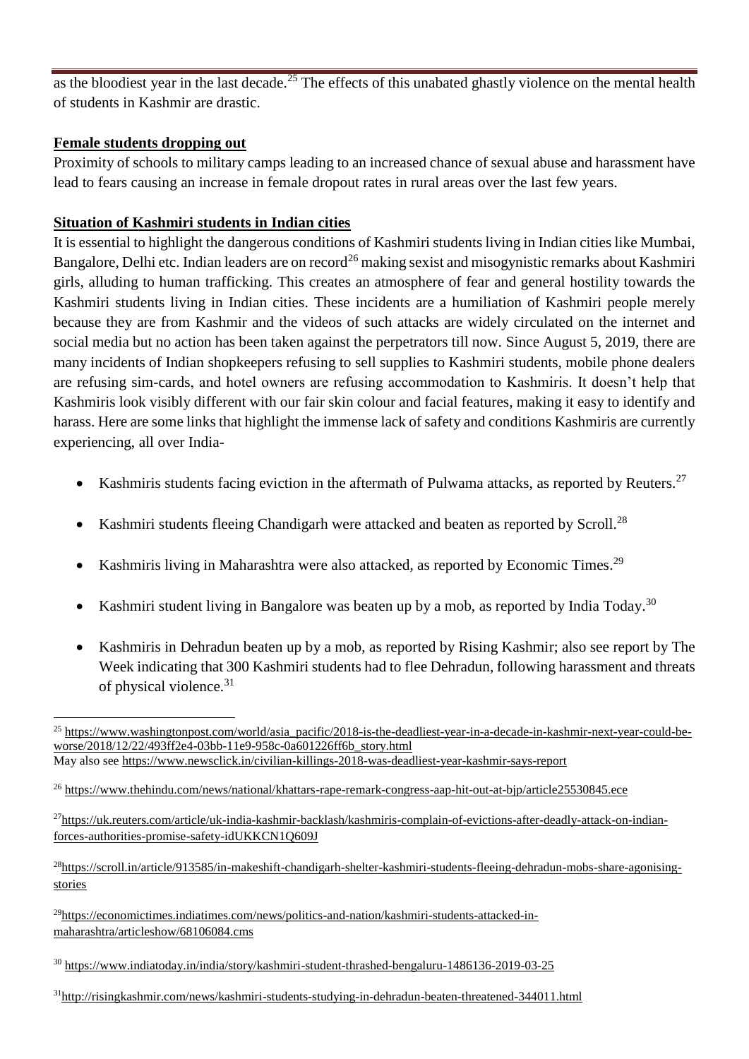as the bloodiest year in the last decade.[25] The effects of this unabated ghastly violence on the mental health of students in Kashmir are drastic.

**Female students dropping out**

Proximity of schools to military camps leading to an increased chance of sexual abuse and harassment have lead to fears causing an increase in female dropout rates in rural areas over the last few years.

**Situation of Kashmiri students in Indian cities**

It is essential to highlight the dangerous conditions of Kashmiri students living in Indian cities like Mumbai, Bangalore, Delhi etc. Indian leaders are on record[26] making sexist and misogynistic remarks about Kashmiri girls, alluding to human trafficking. This creates an atmosphere of fear and general hostility towards the Kashmiri students living in Indian cities. These incidents are a humiliation of Kashmiri people merely because they are from Kashmir and the videos of such attacks are widely circulated on the internet and social media but no action has been taken against the perpetrators till now. Since August 5, 2019, there are many incidents of Indian shopkeepers refusing to sell supplies to Kashmiri students, mobile phone dealers are refusing sim-cards, and hotel owners are refusing accommodation to Kashmiris. It doesn't help that Kashmiris look visibly different with our fair skin colour and facial features, making it easy to identify and harass. Here are some links that highlight the immense lack of safety and conditions Kashmiris are currently experiencing, all over India-

- Kashmiris students facing eviction in the aftermath of Pulwama attacks, as reported by Reuters.[27]
- Kashmiri students fleeing Chandigarh were attacked and beaten as reported by Scroll.[28]
- Kashmiris living in Maharashtra were also attacked, as reported by Economic Times.[29]
- Kashmiri student living in Bangalore was beaten up by a mob, as reported by India Today.[30]
- Kashmiris in Dehradun beaten up by a mob, as reported by Rising Kashmir; also see report by The Week indicating that 300 Kashmiri students had to flee Dehradun, following harassment and threats of physical violence.[31]

---

[25] https://www.washingtonpost.com/world/asia_pacific/2018-is-the-deadliest-year-in-a-decade-in-kashmir-next-year-could-be-worse/2018/12/22/493ff2e4-03bb-11e9-958c-0a601226ff6b_story.html
May also see https://www.newsclick.in/civilian-killings-2018-was-deadliest-year-kashmir-says-report

[26] https://www.thehindu.com/news/national/khattars-rape-remark-congress-aap-hit-out-at-bjp/article25530845.ece

[27] https://uk.reuters.com/article/uk-india-kashmir-backlash/kashmiris-complain-of-evictions-after-deadly-attack-on-indian-forces-authorities-promise-safety-idUKKCN1Q609J

[28] https://scroll.in/article/913585/in-makeshift-chandigarh-shelter-kashmiri-students-fleeing-dehradun-mobs-share-agonising-stories

[29] https://economictimes.indiatimes.com/news/politics-and-nation/kashmiri-students-attacked-in-maharashtra/articleshow/68106084.cms

[30] https://www.indiatoday.in/india/story/kashmiri-student-thrashed-bengaluru-1486136-2019-03-25

[31] http://risingkashmir.com/news/kashmiri-students-studying-in-dehradun-beaten-threatened-344011.html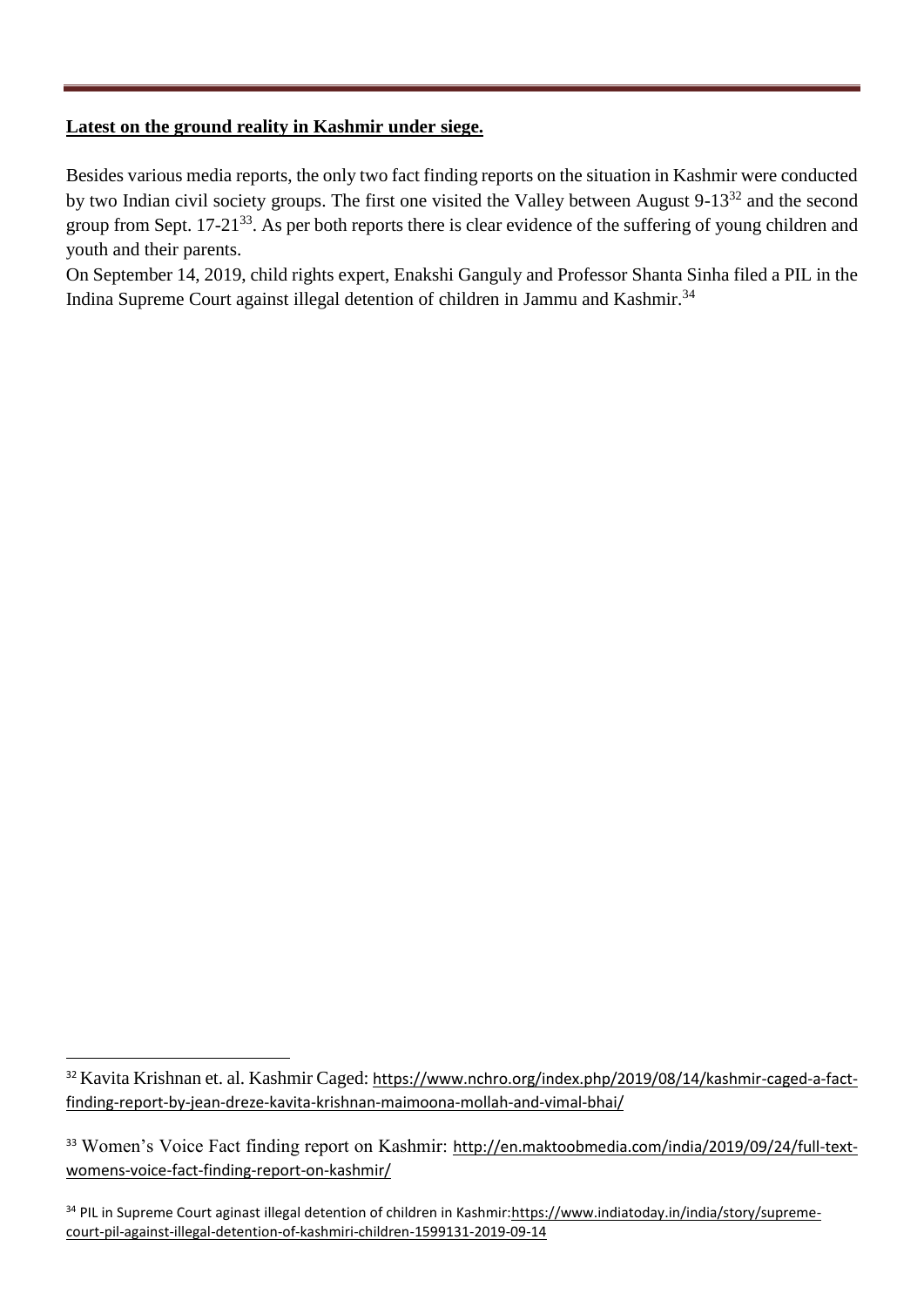**Latest on the ground reality in Kashmir under siege.**

Besides various media reports, the only two fact finding reports on the situation in Kashmir were conducted by two Indian civil society groups. The first one visited the Valley between August 9-13[32] and the second group from Sept. 17-21[33]. As per both reports there is clear evidence of the suffering of young children and youth and their parents.

On September 14, 2019, child rights expert, Enakshi Ganguly and Professor Shanta Sinha filed a PIL in the Indina Supreme Court against illegal detention of children in Jammu and Kashmir.[34]

---

[32] Kavita Krishnan et. al. Kashmir Caged: https://www.nchro.org/index.php/2019/08/14/kashmir-caged-a-fact-finding-report-by-jean-dreze-kavita-krishnan-maimoona-mollah-and-vimal-bhai/

[33] Women's Voice Fact finding report on Kashmir: http://en.maktoobmedia.com/india/2019/09/24/full-text-womens-voice-fact-finding-report-on-kashmir/

[34] PIL in Supreme Court aginast illegal detention of children in Kashmir:https://www.indiatoday.in/india/story/supreme-court-pil-against-illegal-detention-of-kashmiri-children-1599131-2019-09-14